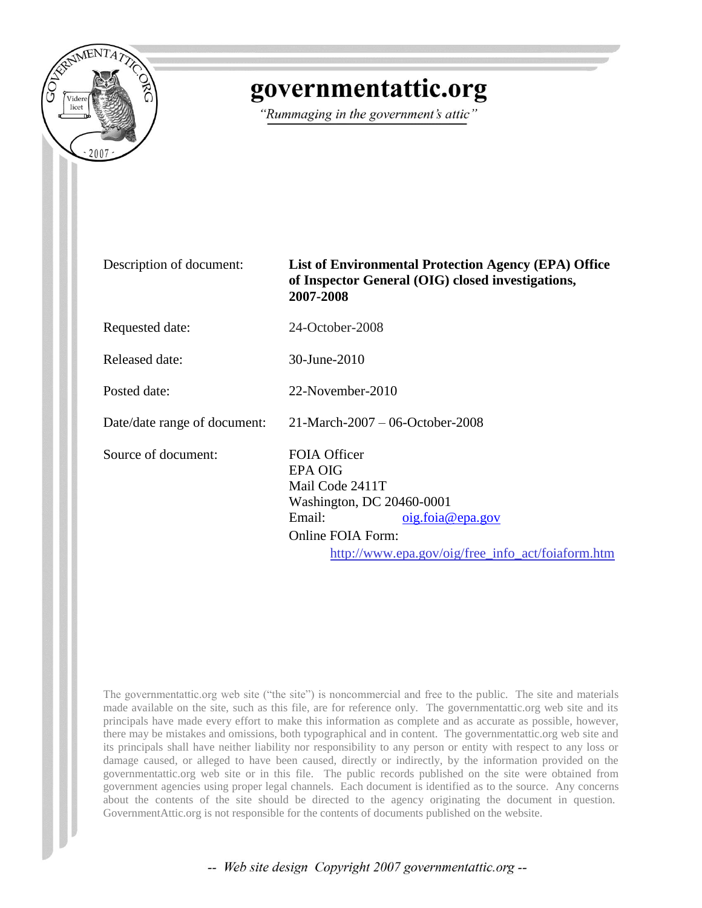# governmentattic.org

*"Rummaging in the government's attic"*

| | |
|---|---|
| Description of document: | **List of Environmental Protection Agency (EPA) Office of Inspector General (OIG) closed investigations, 2007-2008** |
| Requested date: | 24-October-2008 |
| Released date: | 30-June-2010 |
| Posted date: | 22-November-2010 |
| Date/date range of document: | 21-March-2007 – 06-October-2008 |
| Source of document: | FOIA Officer<br>EPA OIG<br>Mail Code 2411T<br>Washington, DC 20460-0001<br>Email: oig.foia@epa.gov<br>Online FOIA Form:<br>http://www.epa.gov/oig/free_info_act/foiaform.htm |

The governmentattic.org web site ("the site") is noncommercial and free to the public. The site and materials made available on the site, such as this file, are for reference only. The governmentattic.org web site and its principals have made every effort to make this information as complete and as accurate as possible, however, there may be mistakes and omissions, both typographical and in content. The governmentattic.org web site and its principals shall have neither liability nor responsibility to any person or entity with respect to any loss or damage caused, or alleged to have been caused, directly or indirectly, by the information provided on the governmentattic.org web site or in this file. The public records published on the site were obtained from government agencies using proper legal channels. Each document is identified as to the source. Any concerns about the contents of the site should be directed to the agency originating the document in question. GovernmentAttic.org is not responsible for the contents of documents published on the website.

*-- Web site design Copyright 2007 governmentattic.org --*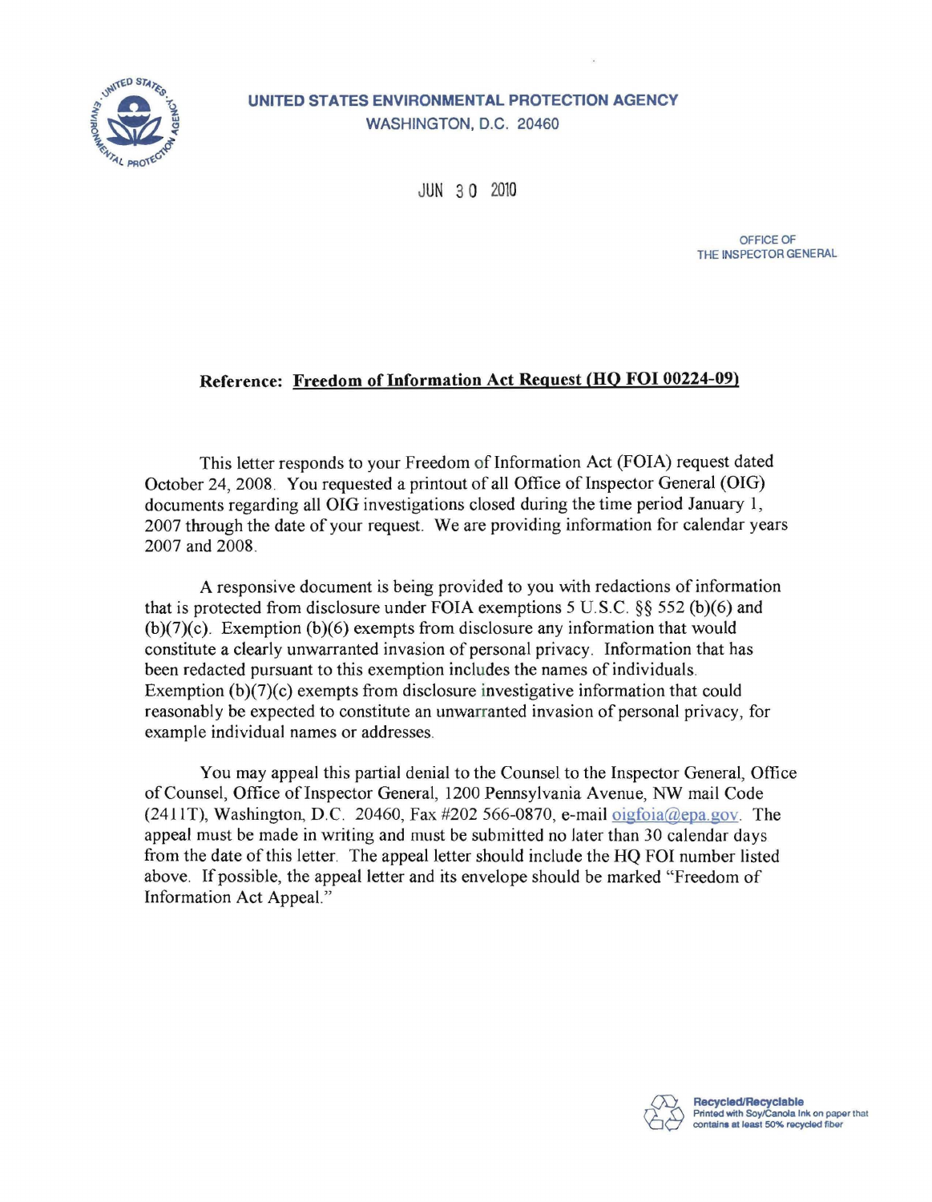**UNITED STATES ENVIRONMENTAL PROTECTION AGENCY**
WASHINGTON, D.C. 20460

JUN 30 2010

OFFICE OF
THE INSPECTOR GENERAL

**Reference: Freedom of Information Act Request (HQ FOI 00224-09)**

This letter responds to your Freedom of Information Act (FOIA) request dated October 24, 2008. You requested a printout of all Office of Inspector General (OIG) documents regarding all OIG investigations closed during the time period January 1, 2007 through the date of your request. We are providing information for calendar years 2007 and 2008.

A responsive document is being provided to you with redactions of information that is protected from disclosure under FOIA exemptions 5 U.S.C. §§ 552 (b)(6) and (b)(7)(c). Exemption (b)(6) exempts from disclosure any information that would constitute a clearly unwarranted invasion of personal privacy. Information that has been redacted pursuant to this exemption includes the names of individuals. Exemption (b)(7)(c) exempts from disclosure investigative information that could reasonably be expected to constitute an unwarranted invasion of personal privacy, for example individual names or addresses.

You may appeal this partial denial to the Counsel to the Inspector General, Office of Counsel, Office of Inspector General, 1200 Pennsylvania Avenue, NW mail Code (2411T), Washington, D.C. 20460, Fax #202 566-0870, e-mail oigfoia@epa.gov. The appeal must be made in writing and must be submitted no later than 30 calendar days from the date of this letter. The appeal letter should include the HQ FOI number listed above. If possible, the appeal letter and its envelope should be marked "Freedom of Information Act Appeal."

Recycled/Recyclable
Printed with Soy/Canola Ink on paper that contains at least 50% recycled fiber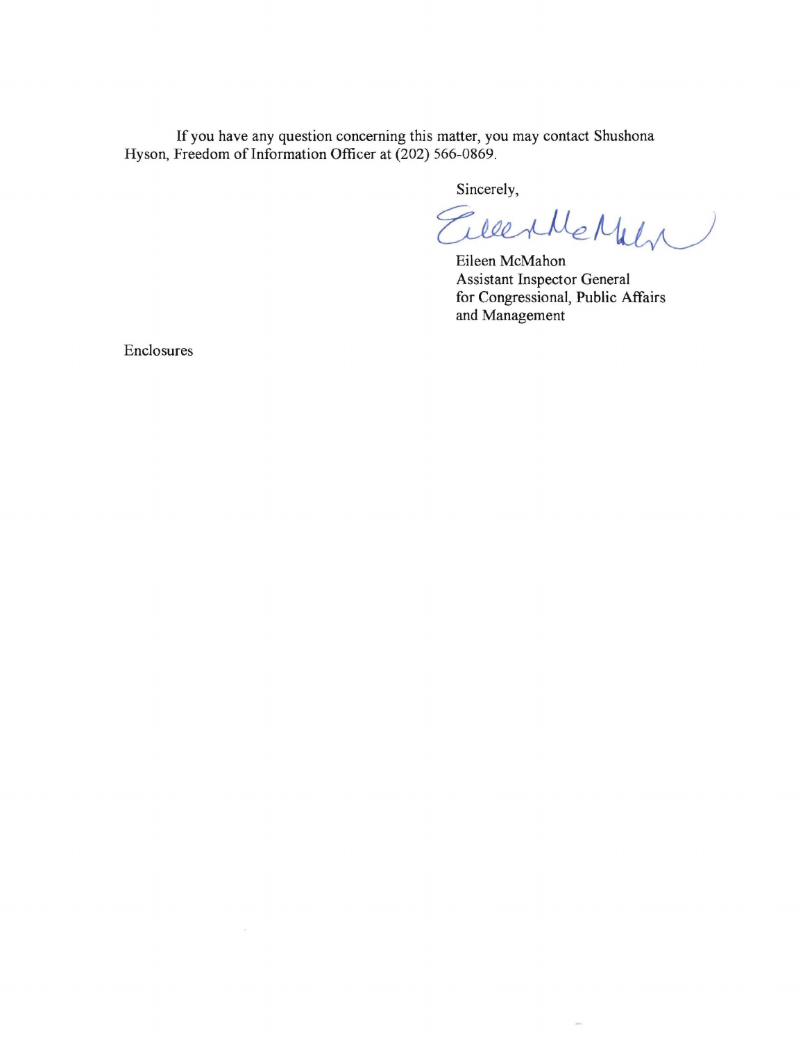If you have any question concerning this matter, you may contact Shushona Hyson, Freedom of Information Officer at (202) 566-0869.

Sincerely,

Eileen McMahon
Assistant Inspector General
for Congressional, Public Affairs
and Management

Enclosures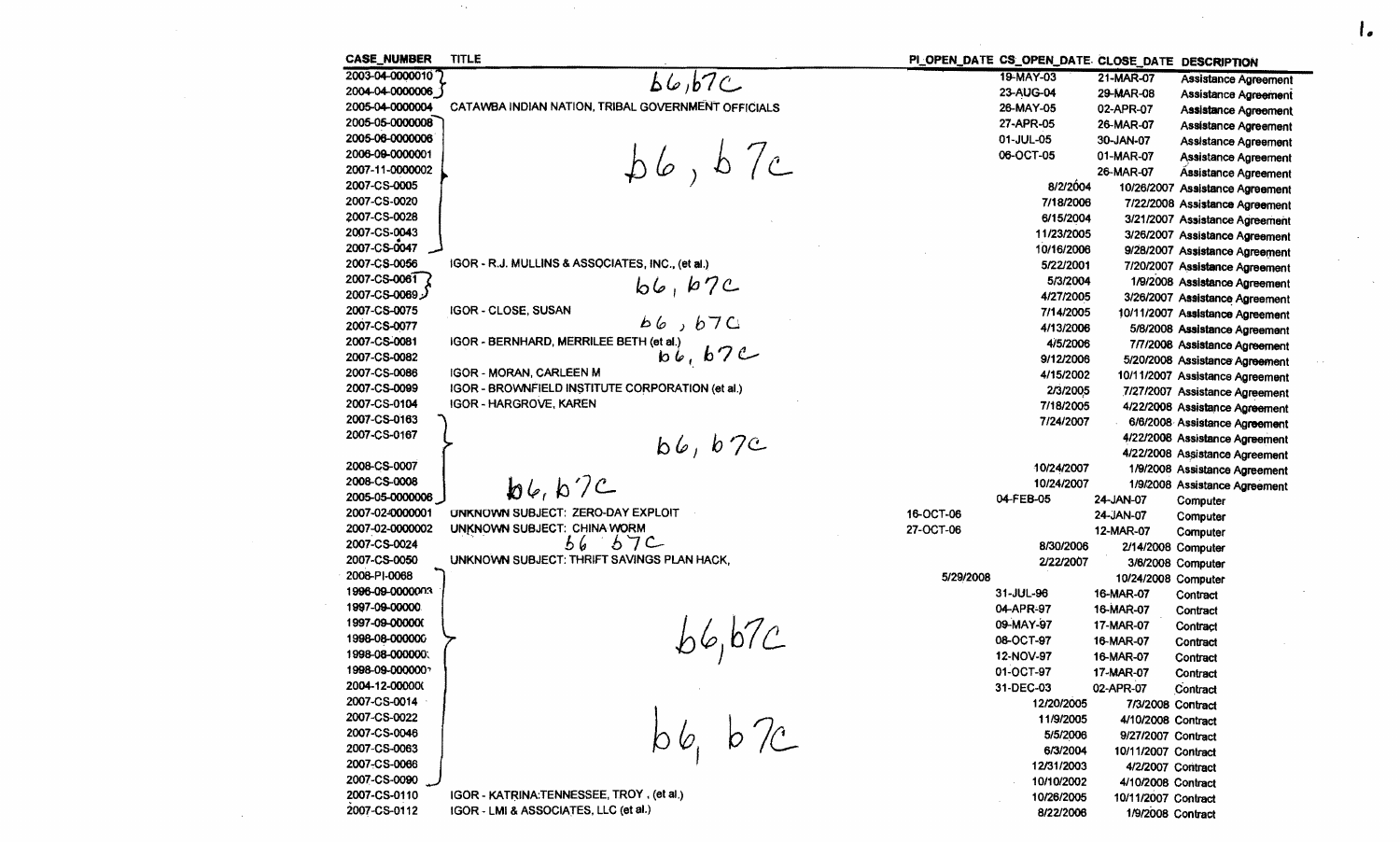| CASE_NUMBER | TITLE | PI_OPEN_DATE | CS_OPEN_DATE | CLOSE_DATE | DESCRIPTION |
|---|---|---|---|---|---|
| 2003-04-0000010 | b6,b7C | | 19-MAY-03 | 21-MAR-07 | Assistance Agreement |
| 2004-04-0000006 | | | 23-AUG-04 | 29-MAR-08 | Assistance Agreement |
| 2005-04-0000004 | CATAWBA INDIAN NATION, TRIBAL GOVERNMENT OFFICIALS | | 26-MAY-05 | 02-APR-07 | Assistance Agreement |
| 2005-05-0000008 | b6, b7c | | 27-APR-05 | 26-MAR-07 | Assistance Agreement |
| 2005-06-0000006 | | | 01-JUL-05 | 30-JAN-07 | Assistance Agreement |
| 2006-09-0000001 | | | 06-OCT-05 | 01-MAR-07 | Assistance Agreement |
| 2007-11-0000002 | | | | 26-MAR-07 | Assistance Agreement |
| 2007-CS-0005 | | | 8/2/2004 | 10/26/2007 | Assistance Agreement |
| 2007-CS-0020 | | | 7/18/2006 | 7/22/2008 | Assistance Agreement |
| 2007-CS-0028 | | | 6/15/2004 | 3/21/2007 | Assistance Agreement |
| 2007-CS-0043 | | | 11/23/2005 | 3/26/2007 | Assistance Agreement |
| 2007-CS-0047 | | | 10/16/2006 | 9/28/2007 | Assistance Agreement |
| 2007-CS-0056 | IGOR - R.J. MULLINS & ASSOCIATES, INC., (et al.) | | 5/22/2001 | 7/20/2007 | Assistance Agreement |
| 2007-CS-0061 | b6, b7c | | 5/3/2004 | 1/9/2008 | Assistance Agreement |
| 2007-CS-0069 | | | 4/27/2005 | 3/26/2007 | Assistance Agreement |
| 2007-CS-0075 | IGOR - CLOSE, SUSAN | | 7/14/2005 | 10/11/2007 | Assistance Agreement |
| 2007-CS-0077 | b6, b7C | | 4/13/2006 | 5/8/2008 | Assistance Agreement |
| 2007-CS-0081 | IGOR - BERNHARD, MERRILEE BETH (et al.) | | 4/5/2006 | 7/7/2008 | Assistance Agreement |
| 2007-CS-0082 | b6, b7c | | 9/12/2006 | 5/20/2008 | Assistance Agreement |
| 2007-CS-0086 | IGOR - MORAN, CARLEEN M | | 4/15/2002 | 10/11/2007 | Assistance Agreement |
| 2007-CS-0099 | IGOR - BROWNFIELD INSTITUTE CORPORATION (et al.) | | 2/3/2005 | 7/27/2007 | Assistance Agreement |
| 2007-CS-0104 | IGOR - HARGROVE, KAREN | | 7/18/2005 | 4/22/2008 | Assistance Agreement |
| 2007-CS-0163 | b6, b7c | | 7/24/2007 | 6/6/2008 | Assistance Agreement |
| 2007-CS-0167 | | | | 4/22/2008 | Assistance Agreement |
| | | | | 4/22/2008 | Assistance Agreement |
| 2008-CS-0007 | | | 10/24/2007 | 1/9/2008 | Assistance Agreement |
| 2008-CS-0008 | b6, b7C | | 10/24/2007 | 1/9/2008 | Assistance Agreement |
| 2005-05-0000006 | | | 04-FEB-05 | 24-JAN-07 | Computer |
| 2007-02-0000001 | UNKNOWN SUBJECT: ZERO-DAY EXPLOIT | 16-OCT-06 | | 24-JAN-07 | Computer |
| 2007-02-0000002 | UNKNOWN SUBJECT: CHINA WORM | 27-OCT-06 | | 12-MAR-07 | Computer |
| 2007-CS-0024 | b6 b7C | | 8/30/2006 | 2/14/2008 | Computer |
| 2007-CS-0050 | UNKNOWN SUBJECT: THRIFT SAVINGS PLAN HACK, | | 2/22/2007 | 3/6/2008 | Computer |
| 2008-PI-0068 | b6,b7C | 5/29/2008 | | 10/24/2008 | Computer |
| 1996-09-0000003 | | | 31-JUL-96 | 16-MAR-07 | Contract |
| 1997-09-00000 | | | 04-APR-97 | 16-MAR-07 | Contract |
| 1997-09-00000 | | | 09-MAY-97 | 17-MAR-07 | Contract |
| 1998-08-00000 | | | 08-OCT-97 | 16-MAR-07 | Contract |
| 1998-08-00000 | | | 12-NOV-97 | 16-MAR-07 | Contract |
| 1998-09-00000 | | | 01-OCT-97 | 17-MAR-07 | Contract |
| 2004-12-00000 | | | 31-DEC-03 | 02-APR-07 | Contract |
| 2007-CS-0014 | b6, b7c | | 12/20/2005 | 7/3/2008 | Contract |
| 2007-CS-0022 | | | 11/9/2005 | 4/10/2008 | Contract |
| 2007-CS-0046 | | | 5/5/2006 | 9/27/2007 | Contract |
| 2007-CS-0063 | | | 6/3/2004 | 10/11/2007 | Contract |
| 2007-CS-0066 | | | 12/31/2003 | 4/2/2007 | Contract |
| 2007-CS-0090 | | | 10/10/2002 | 4/10/2008 | Contract |
| 2007-CS-0110 | IGOR - KATRINA:TENNESSEE, TROY , (et al.) | | 10/26/2005 | 10/11/2007 | Contract |
| 2007-CS-0112 | IGOR - LMI & ASSOCIATES, LLC (et al.) | | 8/22/2006 | 1/9/2008 | Contract |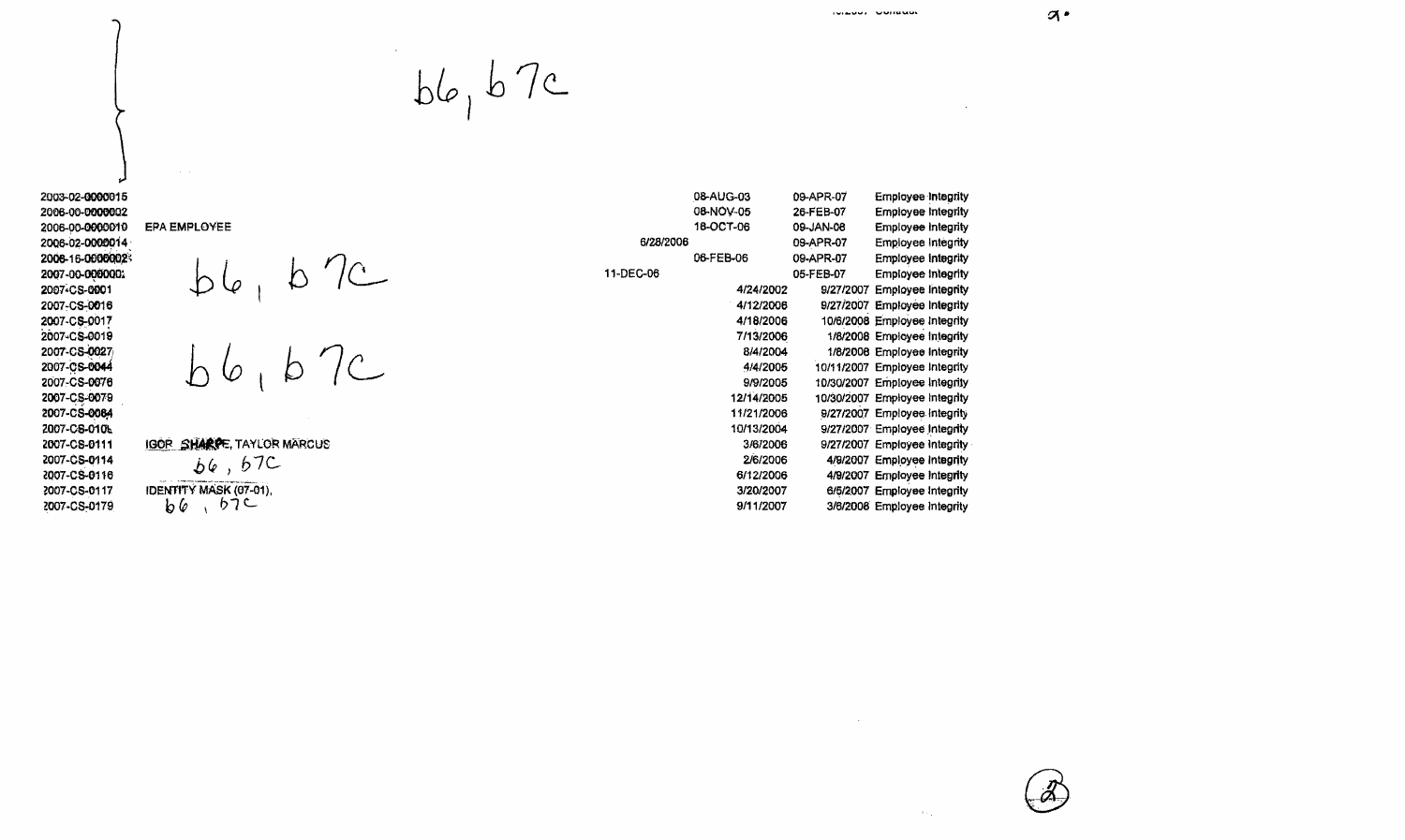b6, b7c

| Case Number | Name | Opened | Closed | Category |
|---|---|---|---|---|
| 2003-02-0000015 | | 08-AUG-03 | 09-APR-07 | Employee Integrity |
| 2006-00-0000002 | | 08-NOV-05 | 26-FEB-07 | Employee Integrity |
| 2006-00-0000019 | EPA EMPLOYEE | 18-OCT-06 | 09-JAN-08 | Employee Integrity |
| 2006-02-0000014 | | 6/28/2006 | 09-APR-07 | Employee Integrity |
| 2006-16-0000002 | | 06-FEB-06 | 09-APR-07 | Employee Integrity |
| 2007-00-0000001 | b6, b7c | 11-DEC-06 | 05-FEB-07 | Employee Integrity |
| 2007-CS-0001 | | 4/24/2002 | 9/27/2007 | Employee Integrity |
| 2007-CS-0016 | | 4/12/2006 | 9/27/2007 | Employee Integrity |
| 2007-CS-0017 | | 4/18/2006 | 10/6/2008 | Employee Integrity |
| 2007-CS-0019 | | 7/13/2006 | 1/8/2008 | Employee Integrity |
| 2007-CS-0027 | b6, b7c | 8/4/2004 | 1/8/2008 | Employee Integrity |
| 2007-CS-0044 | | 4/4/2005 | 10/11/2007 | Employee Integrity |
| 2007-CS-0076 | | 9/9/2005 | 10/30/2007 | Employee Integrity |
| 2007-CS-0079 | | 12/14/2005 | 10/30/2007 | Employee Integrity |
| 2007-CS-0084 | | 11/21/2006 | 9/27/2007 | Employee Integrity |
| 2007-CS-0105 | | 10/13/2004 | 9/27/2007 | Employee Integrity |
| 2007-CS-0111 | IGOR SHARPE, TAYLOR MARCUS | 3/8/2006 | 9/27/2007 | Employee Integrity |
| 2007-CS-0114 | b6, b7C | 2/6/2006 | 4/9/2007 | Employee Integrity |
| 2007-CS-0116 | | 6/12/2006 | 4/9/2007 | Employee Integrity |
| 2007-CS-0117 | IDENTITY MASK (07-01), | 3/20/2007 | 6/5/2007 | Employee Integrity |
| 2007-CS-0179 | b6, b7C | 9/11/2007 | 3/6/2008 | Employee Integrity |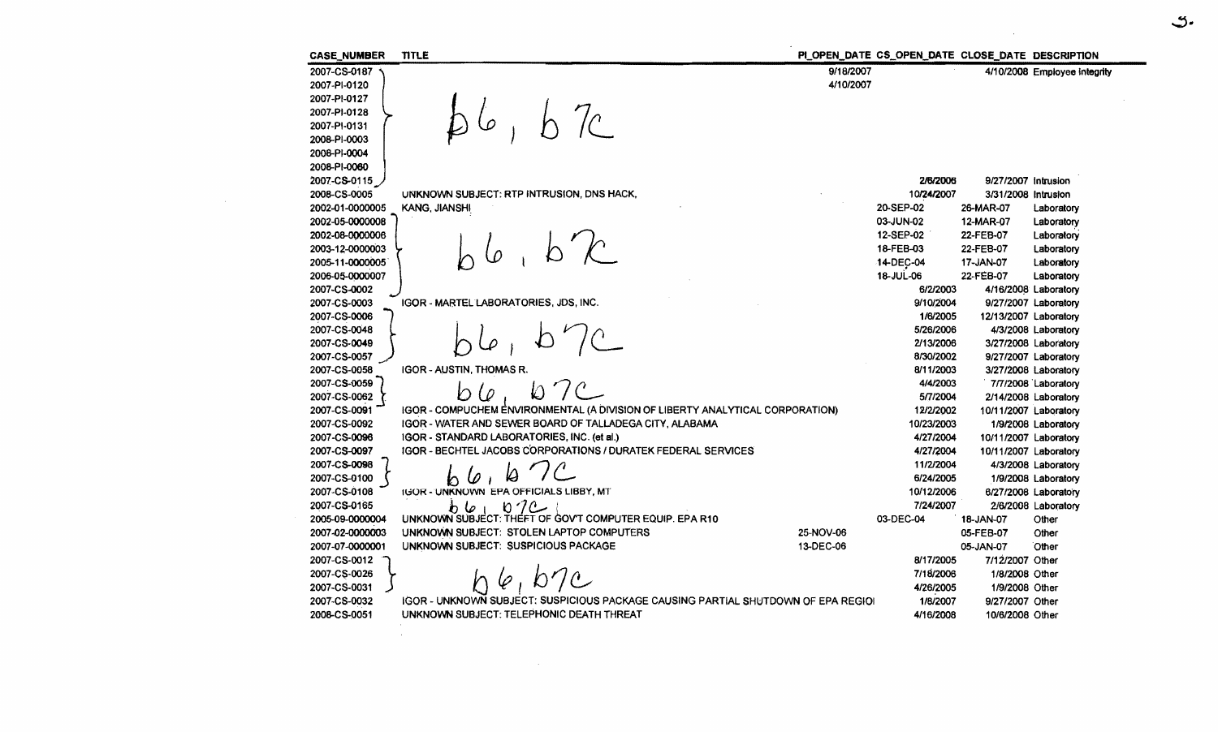| CASE_NUMBER | TITLE | PI_OPEN_DATE | CS_OPEN_DATE | CLOSE_DATE | DESCRIPTION |
|---|---|---|---|---|---|
| 2007-CS-0187 | b6, b7c | 9/18/2007 | | 4/10/2008 | Employee Integrity |
| 2007-PI-0120 | | 4/10/2007 | | | |
| 2007-PI-0127 | | | | | |
| 2007-PI-0128 | | | | | |
| 2007-PI-0131 | | | | | |
| 2008-PI-0003 | | | | | |
| 2008-PI-0004 | | | | | |
| 2008-PI-0060 | | | | | |
| 2007-CS-0115 | | | 2/6/2006 | 9/27/2007 | Intrusion |
| 2008-CS-0005 | UNKNOWN SUBJECT: RTP INTRUSION, DNS HACK, | | 10/24/2007 | 3/31/2008 | Intrusion |
| 2002-01-0000005 | KANG, JIANSHI | | 20-SEP-02 | 26-MAR-07 | Laboratory |
| 2002-05-0000008 | b6, b7c | | 03-JUN-02 | 12-MAR-07 | Laboratory |
| 2002-08-0000006 | | | 12-SEP-02 | 22-FEB-07 | Laboratory |
| 2003-12-0000003 | | | 18-FEB-03 | 22-FEB-07 | Laboratory |
| 2005-11-0000005 | | | 14-DEC-04 | 17-JAN-07 | Laboratory |
| 2006-05-0000007 | | | 18-JUL-06 | 22-FEB-07 | Laboratory |
| 2007-CS-0002 | | | 6/2/2003 | 4/16/2008 | Laboratory |
| 2007-CS-0003 | IGOR - MARTEL LABORATORIES, JDS, INC. | | 9/10/2004 | 9/27/2007 | Laboratory |
| 2007-CS-0006 | b6, b7c | | 1/6/2005 | 12/13/2007 | Laboratory |
| 2007-CS-0048 | | | 5/26/2006 | 4/3/2008 | Laboratory |
| 2007-CS-0049 | | | 2/13/2006 | 3/27/2008 | Laboratory |
| 2007-CS-0057 | | | 8/30/2002 | 9/27/2007 | Laboratory |
| 2007-CS-0058 | IGOR - AUSTIN, THOMAS R. | | 8/11/2003 | 3/27/2008 | Laboratory |
| 2007-CS-0059 | b6, b7c | | 4/4/2003 | 7/7/2008 | Laboratory |
| 2007-CS-0062 | | | 5/7/2004 | 2/14/2008 | Laboratory |
| 2007-CS-0091 | IGOR - COMPUCHEM ENVIRONMENTAL (A DIVISION OF LIBERTY ANALYTICAL CORPORATION) | | 12/2/2002 | 10/11/2007 | Laboratory |
| 2007-CS-0092 | IGOR - WATER AND SEWER BOARD OF TALLADEGA CITY, ALABAMA | | 10/23/2003 | 1/9/2008 | Laboratory |
| 2007-CS-0096 | IGOR - STANDARD LABORATORIES, INC. (et al.) | | 4/27/2004 | 10/11/2007 | Laboratory |
| 2007-CS-0097 | IGOR - BECHTEL JACOBS CORPORATIONS / DURATEK FEDERAL SERVICES | | 4/27/2004 | 10/11/2007 | Laboratory |
| 2007-CS-0098 | b6, b7c | | 11/2/2004 | 4/3/2008 | Laboratory |
| 2007-CS-0100 | | | 6/24/2005 | 1/9/2008 | Laboratory |
| 2007-CS-0108 | IGOR - UNKNOWN EPA OFFICIALS LIBBY, MT | | 10/12/2006 | 6/27/2008 | Laboratory |
| 2007-CS-0165 | b6, b7c | | 7/24/2007 | 2/6/2008 | Laboratory |
| 2005-09-0000004 | UNKNOWN SUBJECT: THEFT OF GOV'T COMPUTER EQUIP. EPA R10 | | 03-DEC-04 | 18-JAN-07 | Other |
| 2007-02-0000003 | UNKNOWN SUBJECT: STOLEN LAPTOP COMPUTERS | 25-NOV-06 | | 05-FEB-07 | Other |
| 2007-07-0000001 | UNKNOWN SUBJECT: SUSPICIOUS PACKAGE | 13-DEC-06 | | 05-JAN-07 | Other |
| 2007-CS-0012 | b6, b7c | | 8/17/2005 | 7/12/2007 | Other |
| 2007-CS-0026 | | | 7/18/2006 | 1/8/2008 | Other |
| 2007-CS-0031 | | | 4/26/2005 | 1/9/2008 | Other |
| 2007-CS-0032 | IGOR - UNKNOWN SUBJECT: SUSPICIOUS PACKAGE CAUSING PARTIAL SHUTDOWN OF EPA REGIOI | | 1/8/2007 | 9/27/2007 | Other |
| 2008-CS-0051 | UNKNOWN SUBJECT: TELEPHONIC DEATH THREAT | | 4/16/2008 | 10/6/2008 | Other |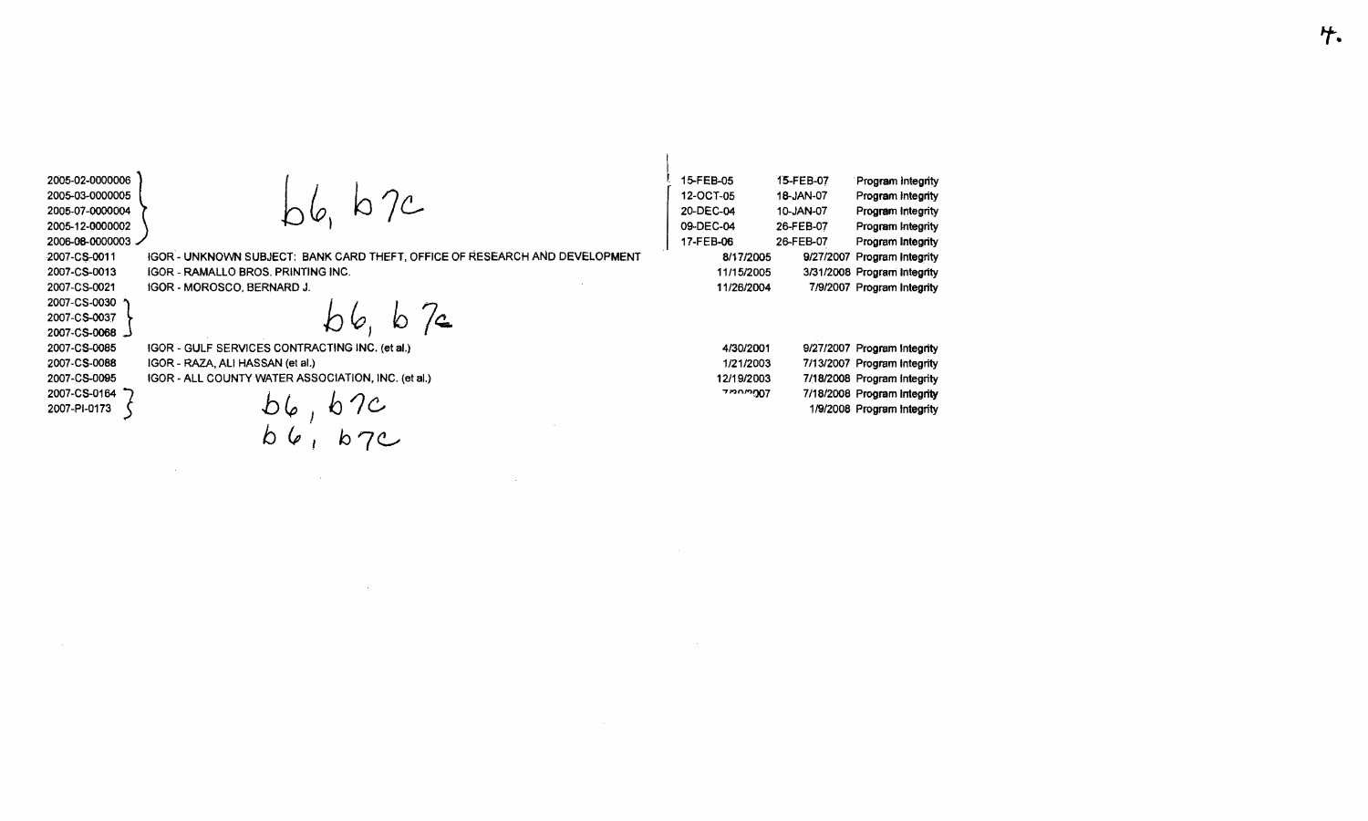| | | | | |
|---|---|---|---|---|
| 2005-02-0000006 | b6, b7c | 15-FEB-05 | 15-FEB-07 | Program Integrity |
| 2005-03-0000005 | | 12-OCT-05 | 18-JAN-07 | Program Integrity |
| 2005-07-0000004 | | 20-DEC-04 | 10-JAN-07 | Program Integrity |
| 2005-12-0000002 | | 09-DEC-04 | 26-FEB-07 | Program Integrity |
| 2006-08-0000003 | | 17-FEB-06 | 26-FEB-07 | Program Integrity |
| 2007-CS-0011 | IGOR - UNKNOWN SUBJECT: BANK CARD THEFT, OFFICE OF RESEARCH AND DEVELOPMENT | 8/17/2005 | 9/27/2007 | Program Integrity |
| 2007-CS-0013 | IGOR - RAMALLO BROS. PRINTING INC. | 11/15/2005 | 3/31/2008 | Program Integrity |
| 2007-CS-0021 | IGOR - MOROSCO, BERNARD J. | 11/26/2004 | 7/9/2007 | Program Integrity |
| 2007-CS-0030 | b6, b7c | | | |
| 2007-CS-0037 | | | | |
| 2007-CS-0068 | | | | |
| 2007-CS-0085 | IGOR - GULF SERVICES CONTRACTING INC. (et al.) | 4/30/2001 | 9/27/2007 | Program Integrity |
| 2007-CS-0088 | IGOR - RAZA, ALI HASSAN (et al.) | 1/21/2003 | 7/13/2007 | Program Integrity |
| 2007-CS-0095 | IGOR - ALL COUNTY WATER ASSOCIATION, INC. (et al.) | 12/19/2003 | 7/18/2008 | Program Integrity |
| 2007-CS-0164 | b6, b7c | 7/20/2007 | 7/18/2008 | Program Integrity |
| 2007-PI-0173 | b6, b7c | | 1/9/2008 | Program Integrity |